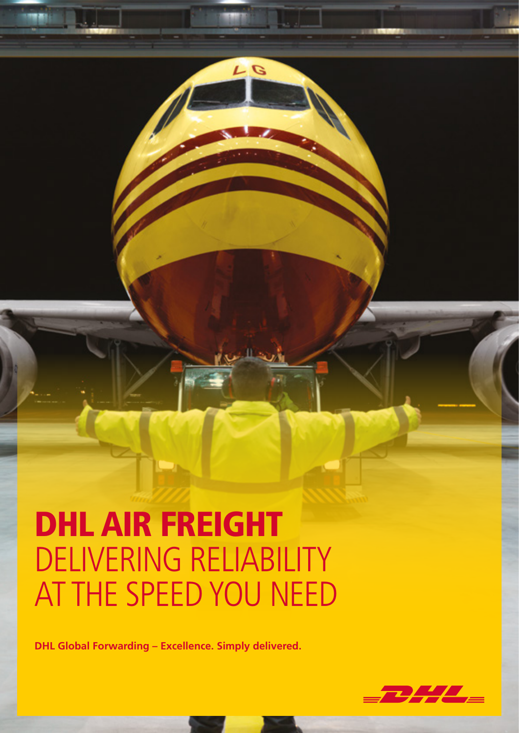# DHL AIR FREIGHT
## DELIVERING RELIABILITY AT THE SPEED YOU NEED

**DHL Global Forwarding – Excellence. Simply delivered.**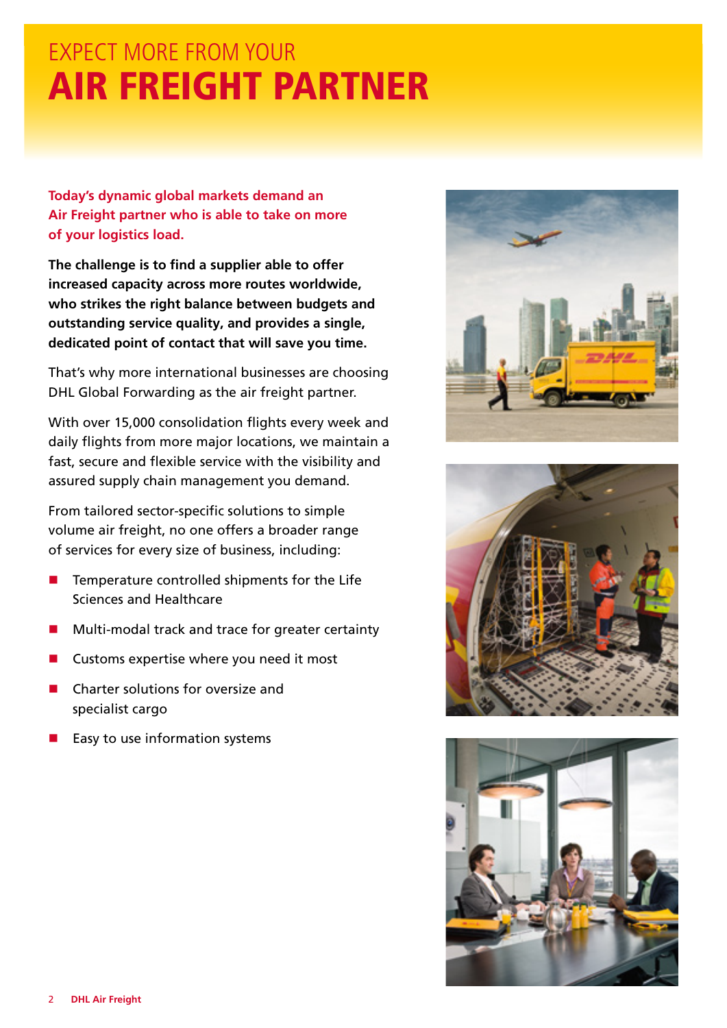# EXPECT MORE FROM YOUR AIR FREIGHT PARTNER

**Today's dynamic global markets demand an Air Freight partner who is able to take on more of your logistics load.**

**The challenge is to find a supplier able to offer increased capacity across more routes worldwide, who strikes the right balance between budgets and outstanding service quality, and provides a single, dedicated point of contact that will save you time.**

That's why more international businesses are choosing DHL Global Forwarding as the air freight partner.

With over 15,000 consolidation flights every week and daily flights from more major locations, we maintain a fast, secure and flexible service with the visibility and assured supply chain management you demand.

From tailored sector-specific solutions to simple volume air freight, no one offers a broader range of services for every size of business, including:

- Temperature controlled shipments for the Life Sciences and Healthcare
- Multi-modal track and trace for greater certainty
- Customs expertise where you need it most
- Charter solutions for oversize and specialist cargo
- Easy to use information systems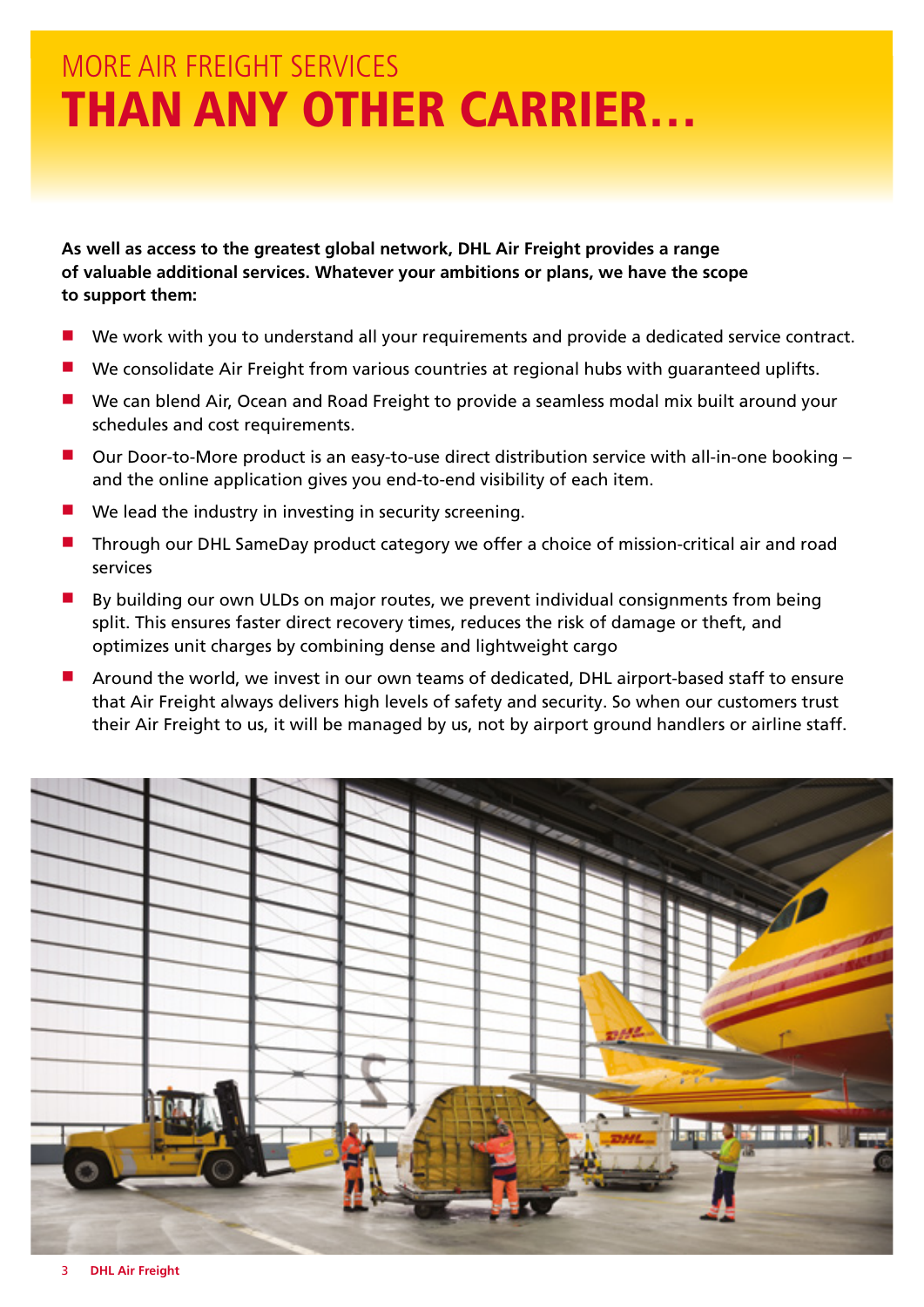# MORE AIR FREIGHT SERVICES THAN ANY OTHER CARRIER…

**As well as access to the greatest global network, DHL Air Freight provides a range of valuable additional services. Whatever your ambitions or plans, we have the scope to support them:**

- We work with you to understand all your requirements and provide a dedicated service contract.
- We consolidate Air Freight from various countries at regional hubs with guaranteed uplifts.
- We can blend Air, Ocean and Road Freight to provide a seamless modal mix built around your schedules and cost requirements.
- Our Door-to-More product is an easy-to-use direct distribution service with all-in-one booking – and the online application gives you end-to-end visibility of each item.
- We lead the industry in investing in security screening.
- Through our DHL SameDay product category we offer a choice of mission-critical air and road services
- By building our own ULDs on major routes, we prevent individual consignments from being split. This ensures faster direct recovery times, reduces the risk of damage or theft, and optimizes unit charges by combining dense and lightweight cargo
- Around the world, we invest in our own teams of dedicated, DHL airport-based staff to ensure that Air Freight always delivers high levels of safety and security. So when our customers trust their Air Freight to us, it will be managed by us, not by airport ground handlers or airline staff.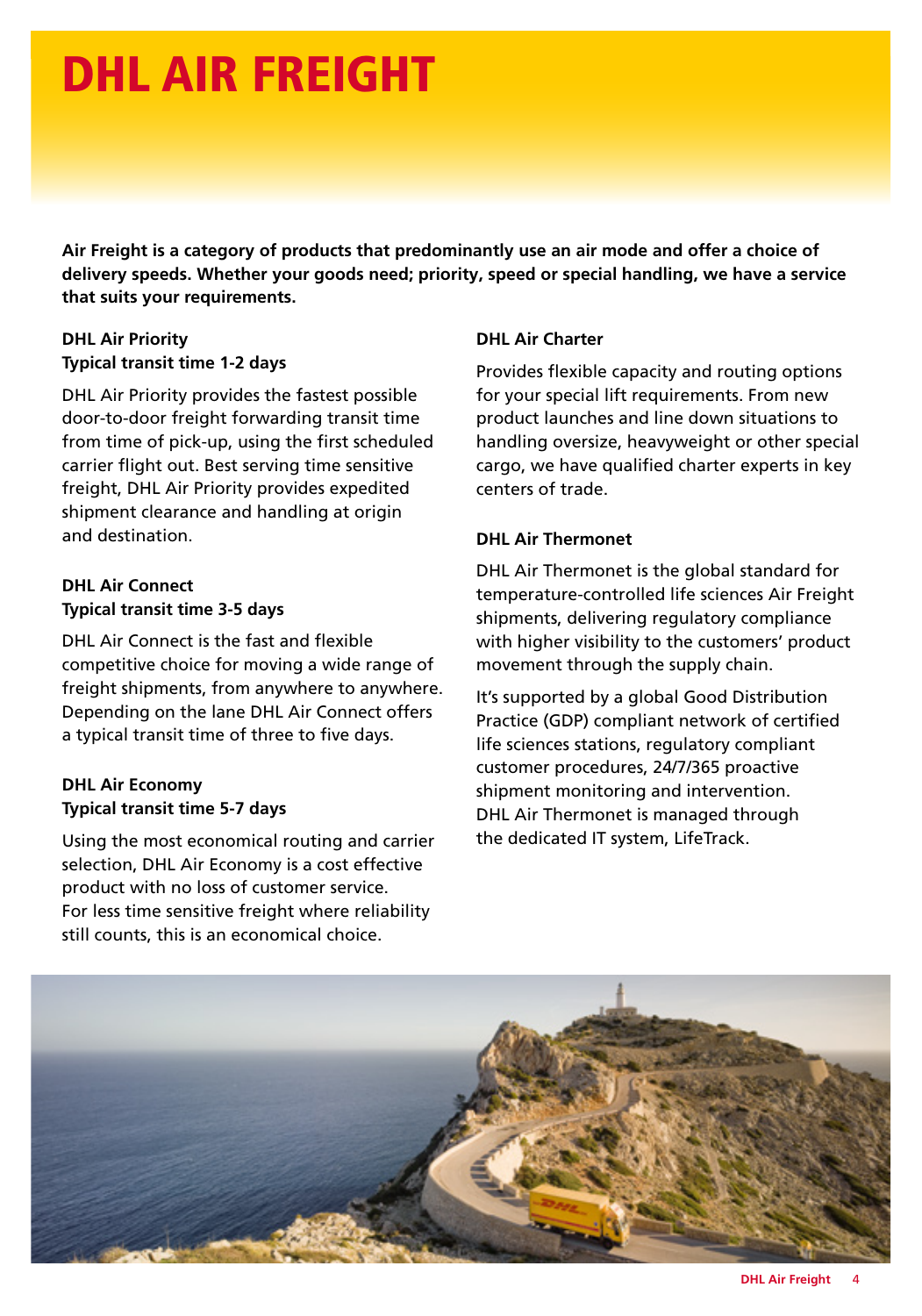# DHL AIR FREIGHT

**Air Freight is a category of products that predominantly use an air mode and offer a choice of delivery speeds. Whether your goods need; priority, speed or special handling, we have a service that suits your requirements.**

### DHL Air Priority
**Typical transit time 1-2 days**

DHL Air Priority provides the fastest possible door-to-door freight forwarding transit time from time of pick-up, using the first scheduled carrier flight out. Best serving time sensitive freight, DHL Air Priority provides expedited shipment clearance and handling at origin and destination.

### DHL Air Connect
**Typical transit time 3-5 days**

DHL Air Connect is the fast and flexible competitive choice for moving a wide range of freight shipments, from anywhere to anywhere. Depending on the lane DHL Air Connect offers a typical transit time of three to five days.

### DHL Air Economy
**Typical transit time 5-7 days**

Using the most economical routing and carrier selection, DHL Air Economy is a cost effective product with no loss of customer service. For less time sensitive freight where reliability still counts, this is an economical choice.

### DHL Air Charter

Provides flexible capacity and routing options for your special lift requirements. From new product launches and line down situations to handling oversize, heavyweight or other special cargo, we have qualified charter experts in key centers of trade.

### DHL Air Thermonet

DHL Air Thermonet is the global standard for temperature-controlled life sciences Air Freight shipments, delivering regulatory compliance with higher visibility to the customers' product movement through the supply chain.

It's supported by a global Good Distribution Practice (GDP) compliant network of certified life sciences stations, regulatory compliant customer procedures, 24/7/365 proactive shipment monitoring and intervention. DHL Air Thermonet is managed through the dedicated IT system, LifeTrack.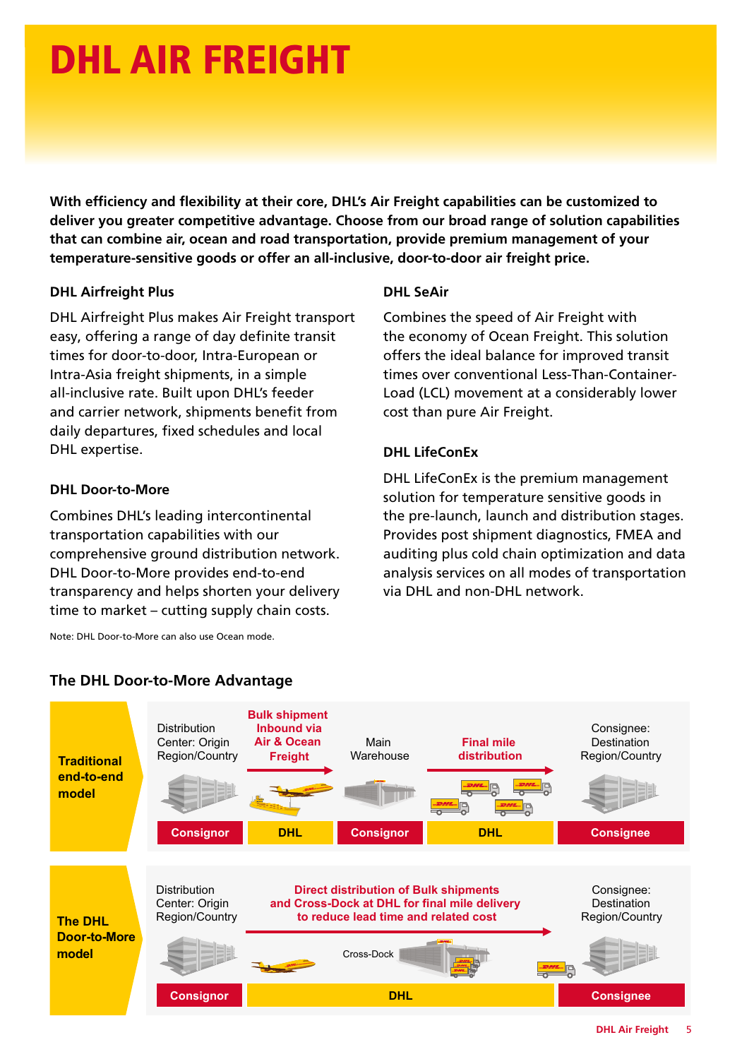# DHL AIR FREIGHT

**With efficiency and flexibility at their core, DHL's Air Freight capabilities can be customized to deliver you greater competitive advantage. Choose from our broad range of solution capabilities that can combine air, ocean and road transportation, provide premium management of your temperature-sensitive goods or offer an all-inclusive, door-to-door air freight price.**

### DHL Airfreight Plus

DHL Airfreight Plus makes Air Freight transport easy, offering a range of day definite transit times for door-to-door, Intra-European or Intra-Asia freight shipments, in a simple all-inclusive rate. Built upon DHL's feeder and carrier network, shipments benefit from daily departures, fixed schedules and local DHL expertise.

### DHL Door-to-More

Combines DHL's leading intercontinental transportation capabilities with our comprehensive ground distribution network. DHL Door-to-More provides end-to-end transparency and helps shorten your delivery time to market – cutting supply chain costs.

Note: DHL Door-to-More can also use Ocean mode.

### DHL SeAir

Combines the speed of Air Freight with the economy of Ocean Freight. This solution offers the ideal balance for improved transit times over conventional Less-Than-Container-Load (LCL) movement at a considerably lower cost than pure Air Freight.

### DHL LifeConEx

DHL LifeConEx is the premium management solution for temperature sensitive goods in the pre-launch, launch and distribution stages. Provides post shipment diagnostics, FMEA and auditing plus cold chain optimization and data analysis services on all modes of transportation via DHL and non-DHL network.

## The DHL Door-to-More Advantage

**Traditional end-to-end model**

| Distribution Center: Origin Region/Country | Bulk shipment Inbound via Air & Ocean Freight | Main Warehouse | Final mile distribution | Consignee: Destination Region/Country |
|---|---|---|---|---|
| Consignor | DHL | Consignor | DHL | Consignee |

**The DHL Door-to-More model**

| Distribution Center: Origin Region/Country | Direct distribution of Bulk shipments and Cross-Dock at DHL for final mile delivery to reduce lead time and related cost (Cross-Dock) | Consignee: Destination Region/Country |
|---|---|---|
| Consignor | DHL | Consignee |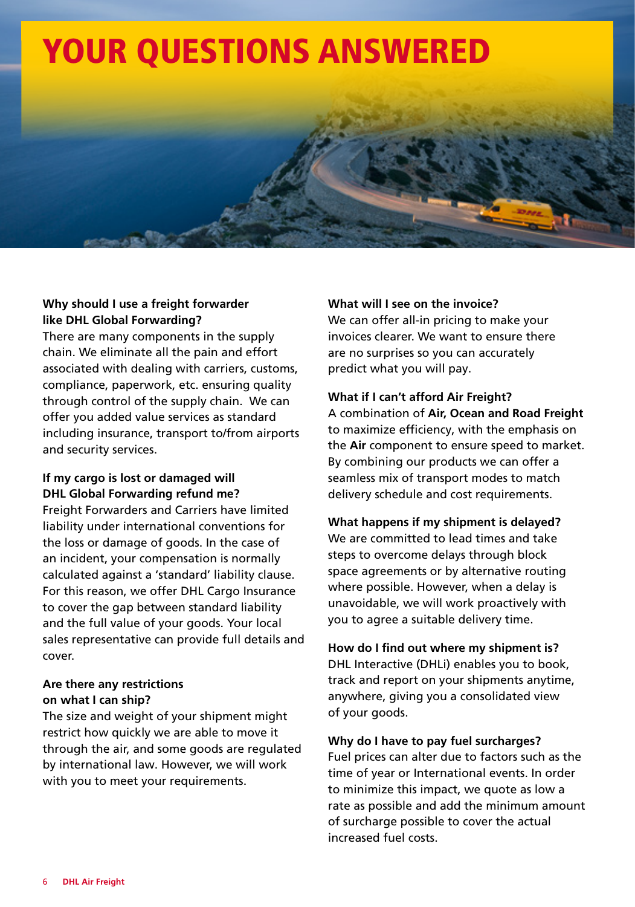# YOUR QUESTIONS ANSWERED

**Why should I use a freight forwarder like DHL Global Forwarding?**
There are many components in the supply chain. We eliminate all the pain and effort associated with dealing with carriers, customs, compliance, paperwork, etc. ensuring quality through control of the supply chain. We can offer you added value services as standard including insurance, transport to/from airports and security services.

**If my cargo is lost or damaged will DHL Global Forwarding refund me?**
Freight Forwarders and Carriers have limited liability under international conventions for the loss or damage of goods. In the case of an incident, your compensation is normally calculated against a 'standard' liability clause. For this reason, we offer DHL Cargo Insurance to cover the gap between standard liability and the full value of your goods. Your local sales representative can provide full details and cover.

**Are there any restrictions on what I can ship?**
The size and weight of your shipment might restrict how quickly we are able to move it through the air, and some goods are regulated by international law. However, we will work with you to meet your requirements.

**What will I see on the invoice?**
We can offer all-in pricing to make your invoices clearer. We want to ensure there are no surprises so you can accurately predict what you will pay.

**What if I can't afford Air Freight?**
A combination of **Air, Ocean and Road Freight** to maximize efficiency, with the emphasis on the **Air** component to ensure speed to market. By combining our products we can offer a seamless mix of transport modes to match delivery schedule and cost requirements.

**What happens if my shipment is delayed?**
We are committed to lead times and take steps to overcome delays through block space agreements or by alternative routing where possible. However, when a delay is unavoidable, we will work proactively with you to agree a suitable delivery time.

**How do I find out where my shipment is?**
DHL Interactive (DHLi) enables you to book, track and report on your shipments anytime, anywhere, giving you a consolidated view of your goods.

**Why do I have to pay fuel surcharges?**
Fuel prices can alter due to factors such as the time of year or International events. In order to minimize this impact, we quote as low a rate as possible and add the minimum amount of surcharge possible to cover the actual increased fuel costs.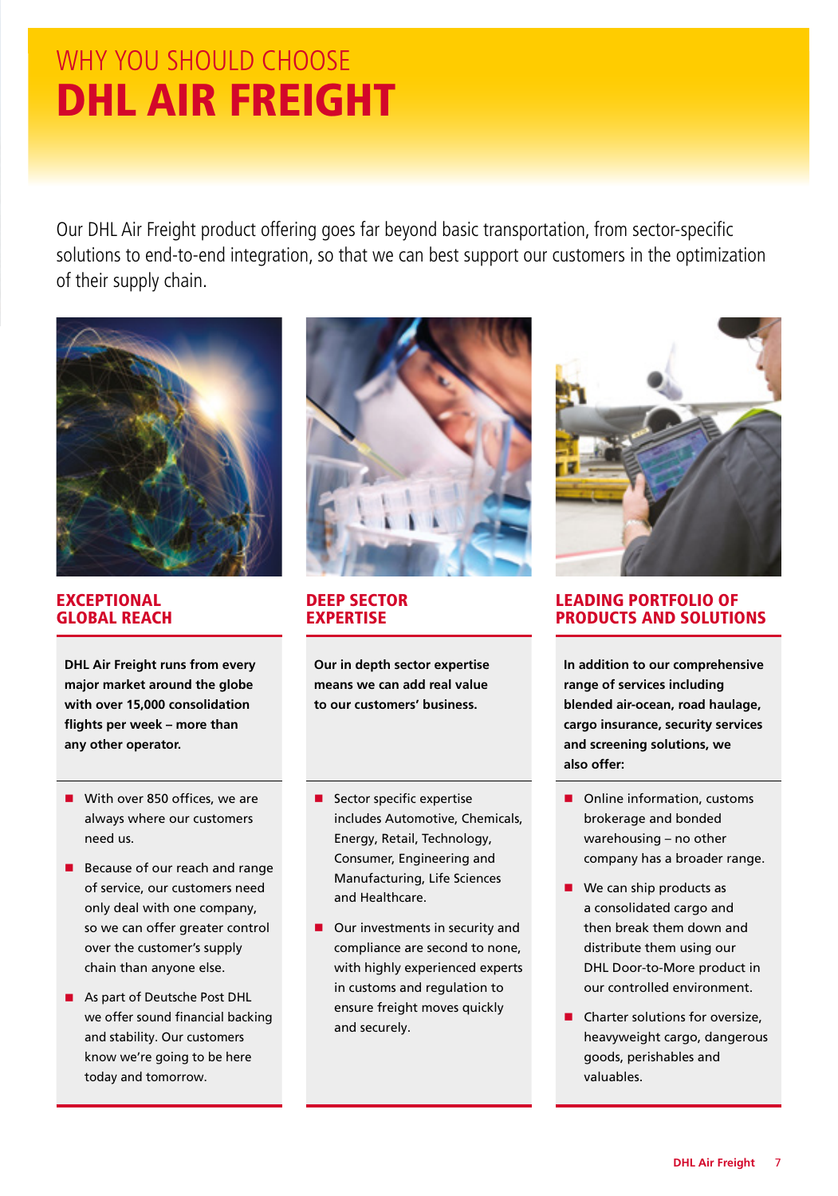# WHY YOU SHOULD CHOOSE DHL AIR FREIGHT

Our DHL Air Freight product offering goes far beyond basic transportation, from sector-specific solutions to end-to-end integration, so that we can best support our customers in the optimization of their supply chain.

## EXCEPTIONAL GLOBAL REACH

**DHL Air Freight runs from every major market around the globe with over 15,000 consolidation flights per week – more than any other operator.**

- With over 850 offices, we are always where our customers need us.
- Because of our reach and range of service, our customers need only deal with one company, so we can offer greater control over the customer's supply chain than anyone else.
- As part of Deutsche Post DHL we offer sound financial backing and stability. Our customers know we're going to be here today and tomorrow.

## DEEP SECTOR EXPERTISE

**Our in depth sector expertise means we can add real value to our customers' business.**

- Sector specific expertise includes Automotive, Chemicals, Energy, Retail, Technology, Consumer, Engineering and Manufacturing, Life Sciences and Healthcare.
- Our investments in security and compliance are second to none, with highly experienced experts in customs and regulation to ensure freight moves quickly and securely.

## LEADING PORTFOLIO OF PRODUCTS AND SOLUTIONS

**In addition to our comprehensive range of services including blended air-ocean, road haulage, cargo insurance, security services and screening solutions, we also offer:**

- Online information, customs brokerage and bonded warehousing – no other company has a broader range.
- We can ship products as a consolidated cargo and then break them down and distribute them using our DHL Door-to-More product in our controlled environment.
- Charter solutions for oversize, heavyweight cargo, dangerous goods, perishables and valuables.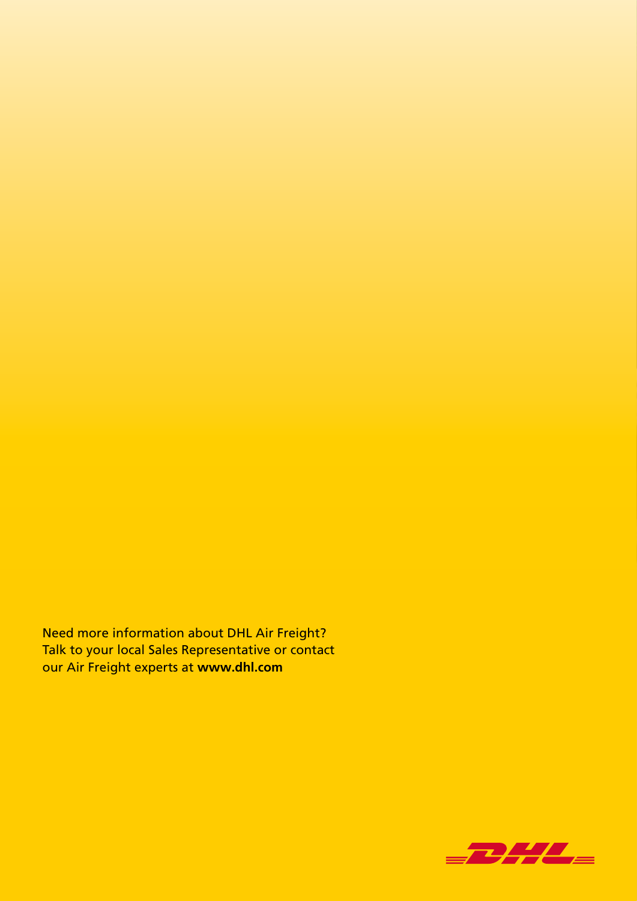Need more information about DHL Air Freight?
Talk to your local Sales Representative or contact
our Air Freight experts at **www.dhl.com**